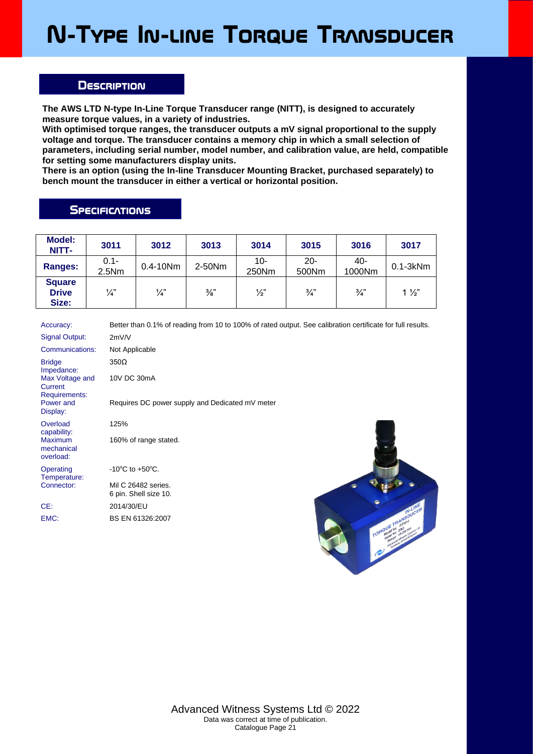# N-Type In-line Torque Transducer

## Description

**The AWS LTD N-type In-Line Torque Transducer range (NITT), is designed to accurately measure torque values, in a variety of industries.**
**With optimised torque ranges, the transducer outputs a mV signal proportional to the supply voltage and torque. The transducer contains a memory chip in which a small selection of parameters, including serial number, model number, and calibration value, are held, compatible for setting some manufacturers display units.**
**There is an option (using the In-line Transducer Mounting Bracket, purchased separately) to bench mount the transducer in either a vertical or horizontal position.**

## Specifications

| Model: NITT- | 3011 | 3012 | 3013 | 3014 | 3015 | 3016 | 3017 |
|---|---|---|---|---|---|---|---|
| **Ranges:** | 0.1-2.5Nm | 0.4-10Nm | 2-50Nm | 10-250Nm | 20-500Nm | 40-1000Nm | 0.1-3kNm |
| **Square Drive Size:** | ¼" | ¼" | ⅜" | ½" | ¾" | ¾" | 1 ½" |

| | |
|---|---|
| Accuracy: | Better than 0.1% of reading from 10 to 100% of rated output. See calibration certificate for full results. |
| Signal Output: | 2mV/V |
| Communications: | Not Applicable |
| Bridge Impedance: | 350Ω |
| Max Voltage and Current Requirements: | 10V DC 30mA |
| Power and Display: | Requires DC power supply and Dedicated mV meter |
| Overload capability: | 125% |
| Maximum mechanical overload: | 160% of range stated. |
| Operating Temperature: | -10°C to +50°C. |
| Connector: | Mil C 26482 series. 6 pin. Shell size 10. |
| CE: | 2014/30/EU |
| EMC: | BS EN 61326:2007 |

Advanced Witness Systems Ltd © 2022
Data was correct at time of publication.
Catalogue Page 21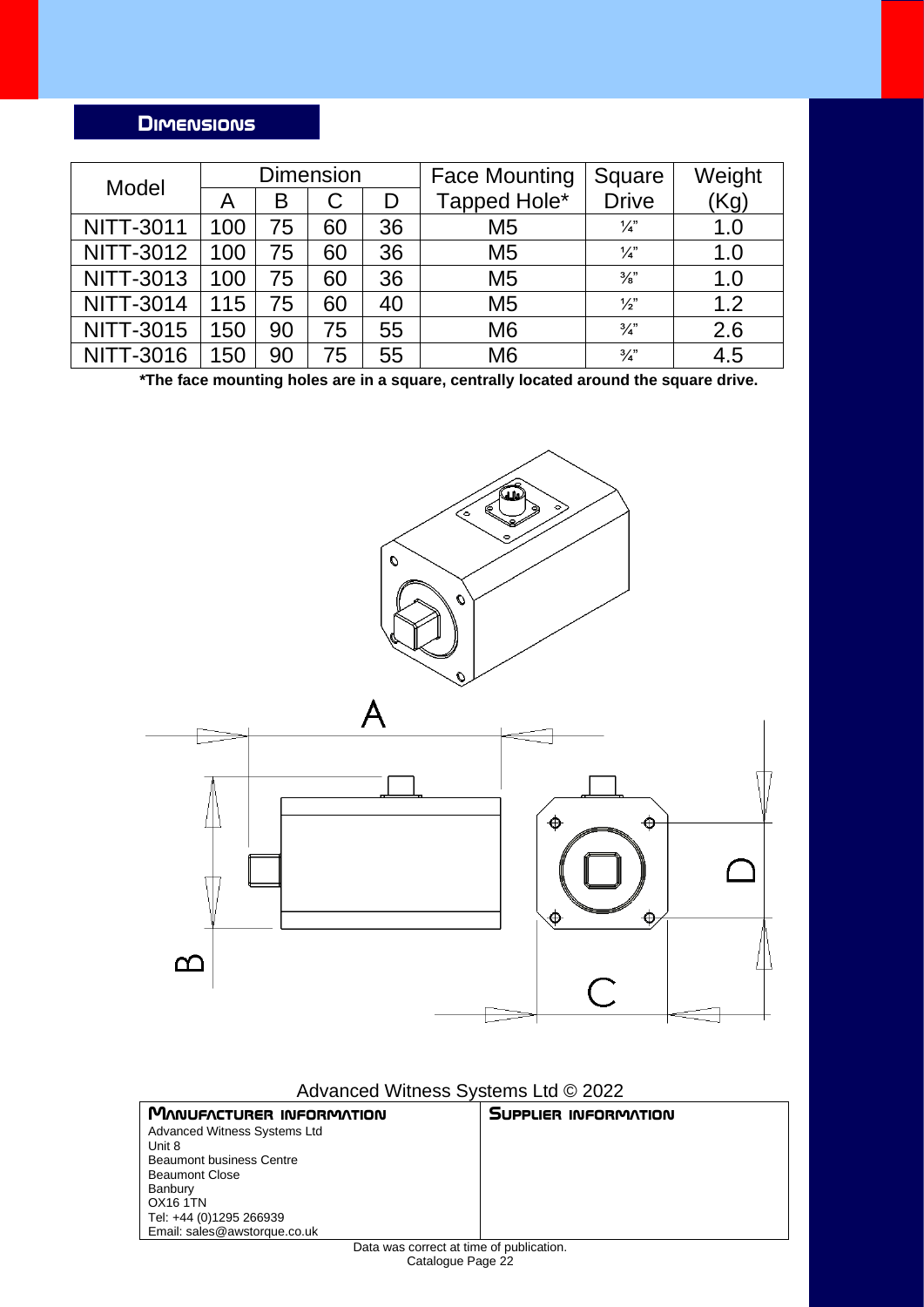## Dimensions

| Model | Dimension | | | | Face Mounting Tapped Hole* | Square Drive | Weight (Kg) |
|---|---|---|---|---|---|---|---|
| | A | B | C | D | | | |
| NITT-3011 | 100 | 75 | 60 | 36 | M5 | ¼" | 1.0 |
| NITT-3012 | 100 | 75 | 60 | 36 | M5 | ¼" | 1.0 |
| NITT-3013 | 100 | 75 | 60 | 36 | M5 | ⅜" | 1.0 |
| NITT-3014 | 115 | 75 | 60 | 40 | M5 | ½" | 1.2 |
| NITT-3015 | 150 | 90 | 75 | 55 | M6 | ¾" | 2.6 |
| NITT-3016 | 150 | 90 | 75 | 55 | M6 | ¾" | 4.5 |

**\*The face mounting holes are in a square, centrally located around the square drive.**

A

B

C

D

Advanced Witness Systems Ltd © 2022

| Manufacturer Information | Supplier Information |
|---|---|
| Advanced Witness Systems Ltd<br>Unit 8<br>Beaumont business Centre<br>Beaumont Close<br>Banbury<br>OX16 1TN<br>Tel: +44 (0)1295 266939<br>Email: sales@awstorque.co.uk | |

Data was correct at time of publication.

Catalogue Page 22